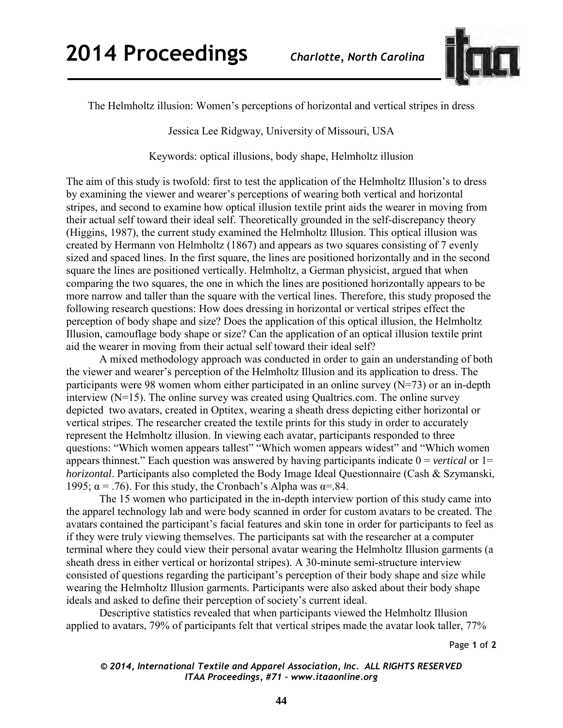The Helmholtz illusion: Women's perceptions of horizontal and vertical stripes in dress

Jessica Lee Ridgway, University of Missouri, USA

Keywords: optical illusions, body shape, Helmholtz illusion

The aim of this study is twofold: first to test the application of the Helmholtz Illusion's to dress by examining the viewer and wearer's perceptions of wearing both vertical and horizontal stripes, and second to examine how optical illusion textile print aids the wearer in moving from their actual self toward their ideal self. Theoretically grounded in the self-discrepancy theory (Higgins, 1987), the current study examined the Helmholtz Illusion. This optical illusion was created by Hermann von Helmholtz (1867) and appears as two squares consisting of 7 evenly sized and spaced lines. In the first square, the lines are positioned horizontally and in the second square the lines are positioned vertically. Helmholtz, a German physicist, argued that when comparing the two squares, the one in which the lines are positioned horizontally appears to be more narrow and taller than the square with the vertical lines. Therefore, this study proposed the following research questions: How does dressing in horizontal or vertical stripes effect the perception of body shape and size? Does the application of this optical illusion, the Helmholtz Illusion, camouflage body shape or size? Can the application of an optical illusion textile print aid the wearer in moving from their actual self toward their ideal self?

A mixed methodology approach was conducted in order to gain an understanding of both the viewer and wearer's perception of the Helmholtz Illusion and its application to dress. The participants were 98 women whom either participated in an online survey (N=73) or an in-depth interview (N=15). The online survey was created using Qualtrics.com. The online survey depicted two avatars, created in Optitex, wearing a sheath dress depicting either horizontal or vertical stripes. The researcher created the textile prints for this study in order to accurately represent the Helmholtz illusion. In viewing each avatar, participants responded to three questions: "Which women appears tallest" "Which women appears widest" and "Which women appears thinnest." Each question was answered by having participants indicate 0 = *vertical* or 1= *horizontal*. Participants also completed the Body Image Ideal Questionnaire (Cash & Szymanski, 1995; $\alpha = .76$). For this study, the Cronbach's Alpha was $\alpha = .84$.

The 15 women who participated in the in-depth interview portion of this study came into the apparel technology lab and were body scanned in order for custom avatars to be created. The avatars contained the participant's facial features and skin tone in order for participants to feel as if they were truly viewing themselves. The participants sat with the researcher at a computer terminal where they could view their personal avatar wearing the Helmholtz Illusion garments (a sheath dress in either vertical or horizontal stripes). A 30-minute semi-structure interview consisted of questions regarding the participant's perception of their body shape and size while wearing the Helmholtz Illusion garments. Participants were also asked about their body shape ideals and asked to define their perception of society's current ideal.

Descriptive statistics revealed that when participants viewed the Helmholtz Illusion applied to avatars, 79% of participants felt that vertical stripes made the avatar look taller, 77%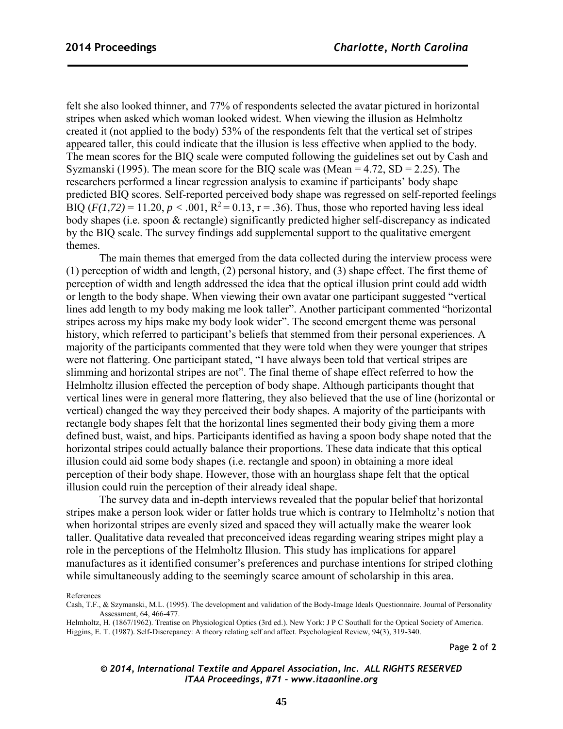felt she also looked thinner, and 77% of respondents selected the avatar pictured in horizontal stripes when asked which woman looked widest. When viewing the illusion as Helmholtz created it (not applied to the body) 53% of the respondents felt that the vertical set of stripes appeared taller, this could indicate that the illusion is less effective when applied to the body. The mean scores for the BIQ scale were computed following the guidelines set out by Cash and Syzmanski (1995). The mean score for the BIQ scale was (Mean = 4.72, SD = 2.25). The researchers performed a linear regression analysis to examine if participants' body shape predicted BIQ scores. Self-reported perceived body shape was regressed on self-reported feelings BIQ ($F(1,72) = 11.20$, $p < .001$, $R^2 = 0.13$, $r = .36$). Thus, those who reported having less ideal body shapes (i.e. spoon & rectangle) significantly predicted higher self-discrepancy as indicated by the BIQ scale. The survey findings add supplemental support to the qualitative emergent themes.

The main themes that emerged from the data collected during the interview process were (1) perception of width and length, (2) personal history, and (3) shape effect. The first theme of perception of width and length addressed the idea that the optical illusion print could add width or length to the body shape. When viewing their own avatar one participant suggested "vertical lines add length to my body making me look taller". Another participant commented "horizontal stripes across my hips make my body look wider". The second emergent theme was personal history, which referred to participant's beliefs that stemmed from their personal experiences. A majority of the participants commented that they were told when they were younger that stripes were not flattering. One participant stated, "I have always been told that vertical stripes are slimming and horizontal stripes are not". The final theme of shape effect referred to how the Helmholtz illusion effected the perception of body shape. Although participants thought that vertical lines were in general more flattering, they also believed that the use of line (horizontal or vertical) changed the way they perceived their body shapes. A majority of the participants with rectangle body shapes felt that the horizontal lines segmented their body giving them a more defined bust, waist, and hips. Participants identified as having a spoon body shape noted that the horizontal stripes could actually balance their proportions. These data indicate that this optical illusion could aid some body shapes (i.e. rectangle and spoon) in obtaining a more ideal perception of their body shape. However, those with an hourglass shape felt that the optical illusion could ruin the perception of their already ideal shape.

The survey data and in-depth interviews revealed that the popular belief that horizontal stripes make a person look wider or fatter holds true which is contrary to Helmholtz's notion that when horizontal stripes are evenly sized and spaced they will actually make the wearer look taller. Qualitative data revealed that preconceived ideas regarding wearing stripes might play a role in the perceptions of the Helmholtz Illusion. This study has implications for apparel manufactures as it identified consumer's preferences and purchase intentions for striped clothing while simultaneously adding to the seemingly scarce amount of scholarship in this area.

References

Cash, T.F., & Szymanski, M.L. (1995). The development and validation of the Body-Image Ideals Questionnaire. Journal of Personality Assessment, 64, 466-477.

Helmholtz, H. (1867/1962). Treatise on Physiological Optics (3rd ed.). New York: J P C Southall for the Optical Society of America.

Higgins, E. T. (1987). Self-Discrepancy: A theory relating self and affect. Psychological Review, 94(3), 319-340.

*© 2014, International Textile and Apparel Association, Inc. ALL RIGHTS RESERVED*
*ITAA Proceedings, #71 – www.itaaonline.org*